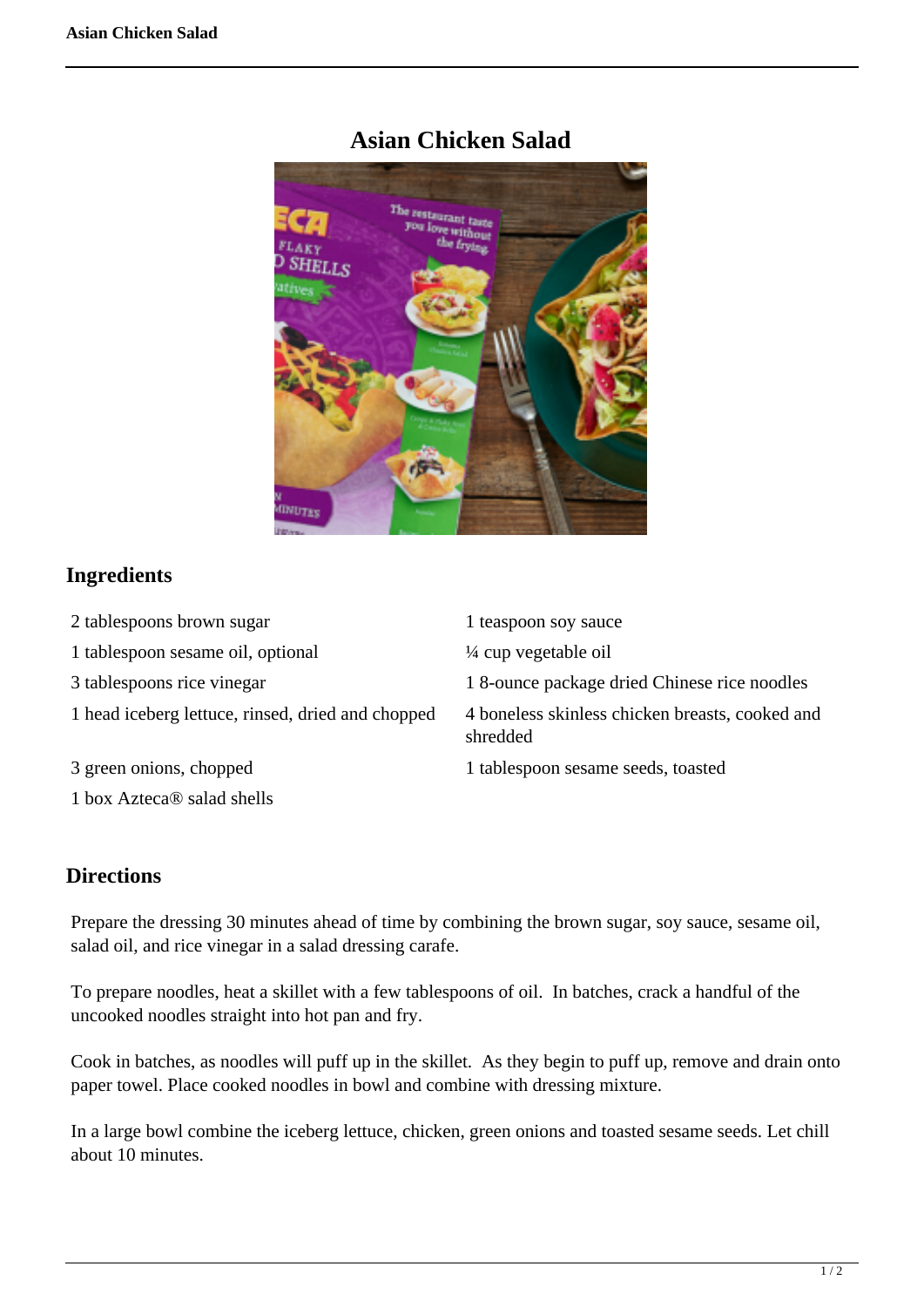# Asian Chicken Salad

## Ingredients

- 2 tablespoons brown sugar
- 1 tablespoon sesame oil, optional
- 3 tablespoons rice vinegar
- 1 head iceberg lettuce, rinsed, dried and chopped
- 3 green onions, chopped
- 1 box Azteca® salad shells
- 1 teaspoon soy sauce
- ¼ cup vegetable oil
- 1 8-ounce package dried Chinese rice noodles
- 4 boneless skinless chicken breasts, cooked and shredded
- 1 tablespoon sesame seeds, toasted

## Directions

Prepare the dressing 30 minutes ahead of time by combining the brown sugar, soy sauce, sesame oil, salad oil, and rice vinegar in a salad dressing carafe.

To prepare noodles, heat a skillet with a few tablespoons of oil. In batches, crack a handful of the uncooked noodles straight into hot pan and fry.

Cook in batches, as noodles will puff up in the skillet. As they begin to puff up, remove and drain onto paper towel. Place cooked noodles in bowl and combine with dressing mixture.

In a large bowl combine the iceberg lettuce, chicken, green onions and toasted sesame seeds. Let chill about 10 minutes.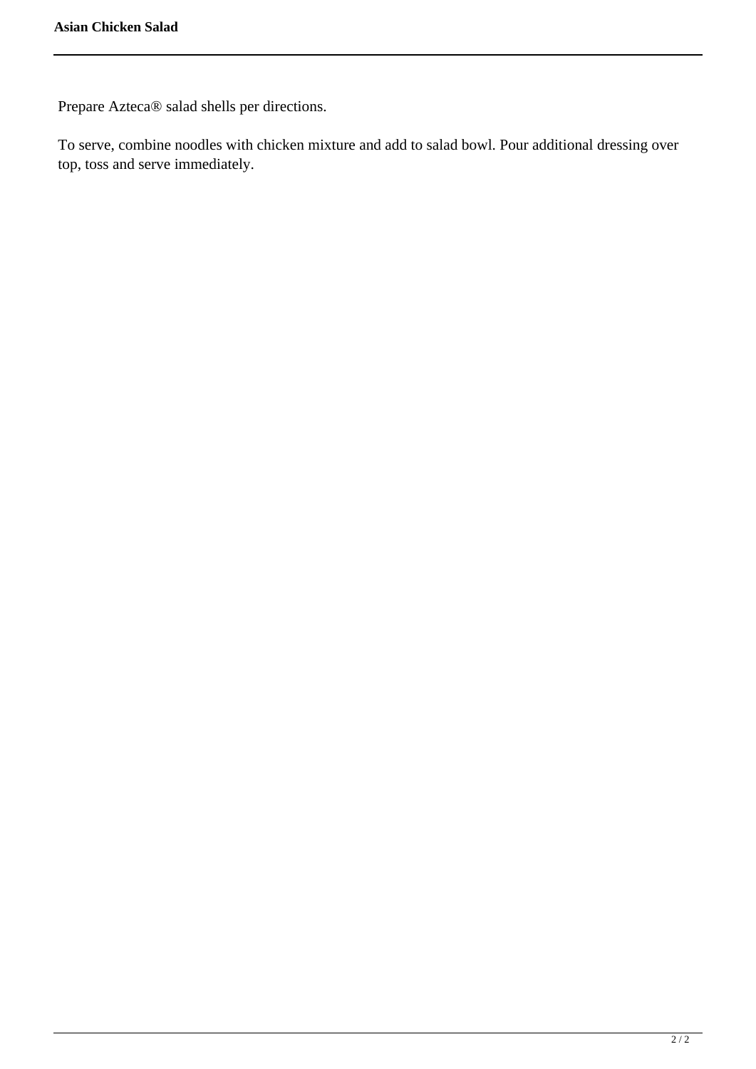Prepare Azteca® salad shells per directions.

To serve, combine noodles with chicken mixture and add to salad bowl. Pour additional dressing over top, toss and serve immediately.